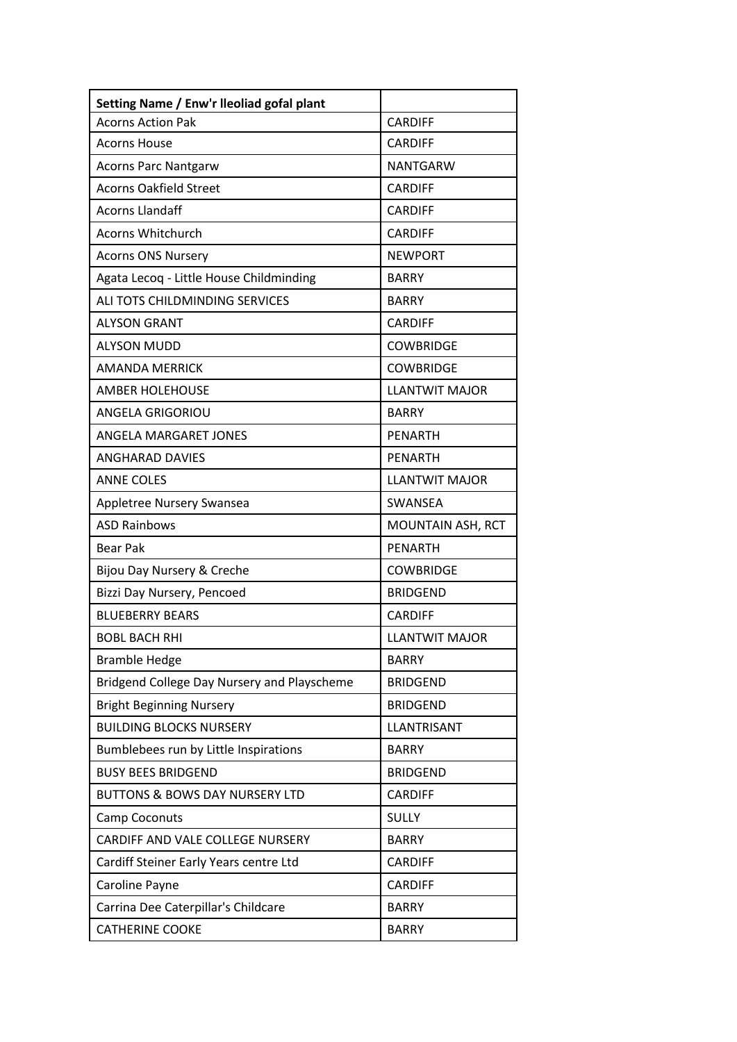| Setting Name / Enw'r lleoliad gofal plant | |
|---|---|
| Acorns Action Pak | CARDIFF |
| Acorns House | CARDIFF |
| Acorns Parc Nantgarw | NANTGARW |
| Acorns Oakfield Street | CARDIFF |
| Acorns Llandaff | CARDIFF |
| Acorns Whitchurch | CARDIFF |
| Acorns ONS Nursery | NEWPORT |
| Agata Lecoq - Little House Childminding | BARRY |
| ALI TOTS CHILDMINDING SERVICES | BARRY |
| ALYSON GRANT | CARDIFF |
| ALYSON MUDD | COWBRIDGE |
| AMANDA MERRICK | COWBRIDGE |
| AMBER HOLEHOUSE | LLANTWIT MAJOR |
| ANGELA GRIGORIOU | BARRY |
| ANGELA MARGARET JONES | PENARTH |
| ANGHARAD DAVIES | PENARTH |
| ANNE COLES | LLANTWIT MAJOR |
| Appletree Nursery Swansea | SWANSEA |
| ASD Rainbows | MOUNTAIN ASH, RCT |
| Bear Pak | PENARTH |
| Bijou Day Nursery & Creche | COWBRIDGE |
| Bizzi Day Nursery, Pencoed | BRIDGEND |
| BLUEBERRY BEARS | CARDIFF |
| BOBL BACH RHI | LLANTWIT MAJOR |
| Bramble Hedge | BARRY |
| Bridgend College Day Nursery and Playscheme | BRIDGEND |
| Bright Beginning Nursery | BRIDGEND |
| BUILDING BLOCKS NURSERY | LLANTRISANT |
| Bumblebees run by Little Inspirations | BARRY |
| BUSY BEES BRIDGEND | BRIDGEND |
| BUTTONS & BOWS DAY NURSERY LTD | CARDIFF |
| Camp Coconuts | SULLY |
| CARDIFF AND VALE COLLEGE NURSERY | BARRY |
| Cardiff Steiner Early Years centre Ltd | CARDIFF |
| Caroline Payne | CARDIFF |
| Carrina Dee Caterpillar's Childcare | BARRY |
| CATHERINE COOKE | BARRY |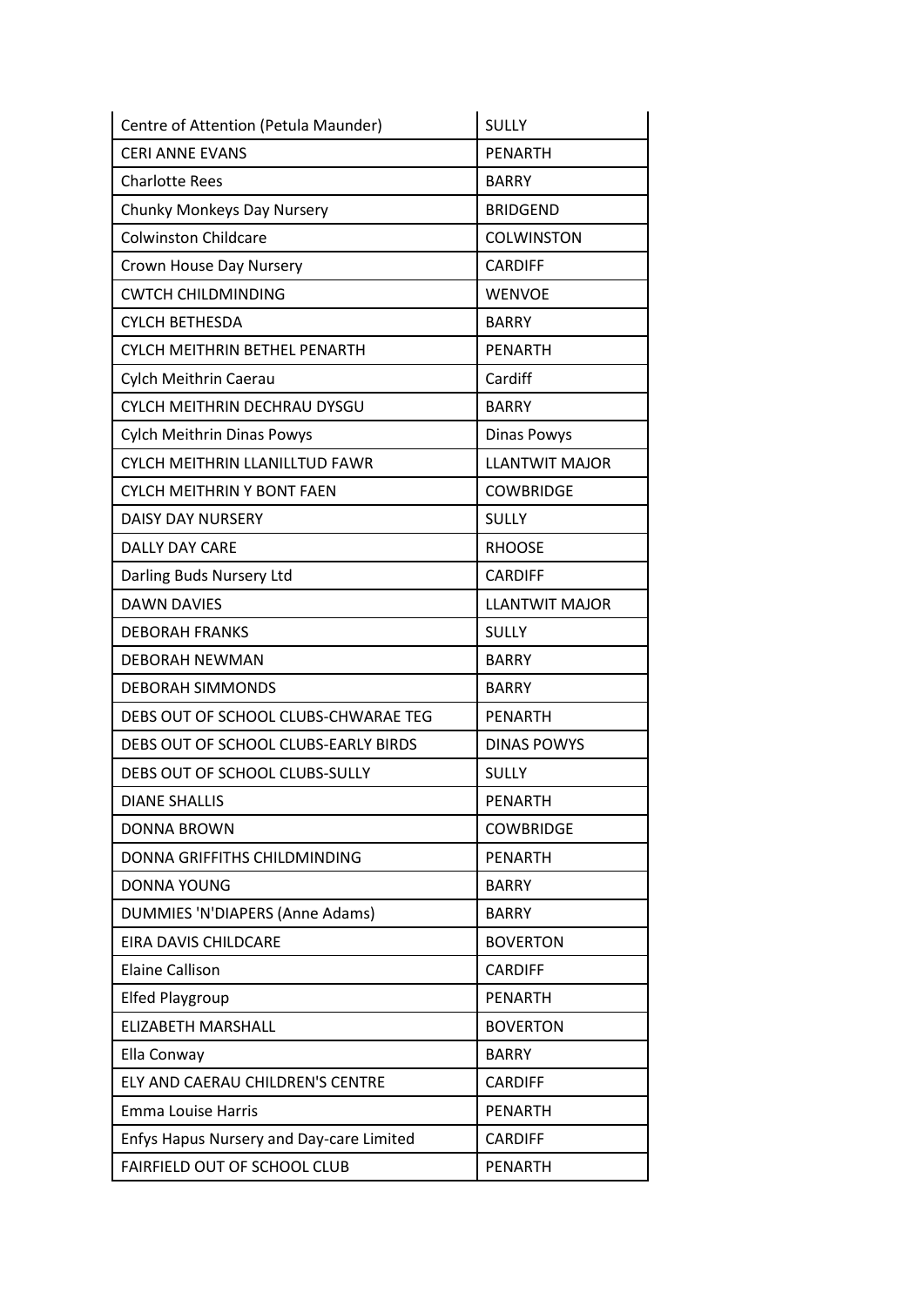| | |
|---|---|
| Centre of Attention (Petula Maunder) | SULLY |
| CERI ANNE EVANS | PENARTH |
| Charlotte Rees | BARRY |
| Chunky Monkeys Day Nursery | BRIDGEND |
| Colwinston Childcare | COLWINSTON |
| Crown House Day Nursery | CARDIFF |
| CWTCH CHILDMINDING | WENVOE |
| CYLCH BETHESDA | BARRY |
| CYLCH MEITHRIN BETHEL PENARTH | PENARTH |
| Cylch Meithrin Caerau | Cardiff |
| CYLCH MEITHRIN DECHRAU DYSGU | BARRY |
| Cylch Meithrin Dinas Powys | Dinas Powys |
| CYLCH MEITHRIN LLANILLTUD FAWR | LLANTWIT MAJOR |
| CYLCH MEITHRIN Y BONT FAEN | COWBRIDGE |
| DAISY DAY NURSERY | SULLY |
| DALLY DAY CARE | RHOOSE |
| Darling Buds Nursery Ltd | CARDIFF |
| DAWN DAVIES | LLANTWIT MAJOR |
| DEBORAH FRANKS | SULLY |
| DEBORAH NEWMAN | BARRY |
| DEBORAH SIMMONDS | BARRY |
| DEBS OUT OF SCHOOL CLUBS-CHWARAE TEG | PENARTH |
| DEBS OUT OF SCHOOL CLUBS-EARLY BIRDS | DINAS POWYS |
| DEBS OUT OF SCHOOL CLUBS-SULLY | SULLY |
| DIANE SHALLIS | PENARTH |
| DONNA BROWN | COWBRIDGE |
| DONNA GRIFFITHS CHILDMINDING | PENARTH |
| DONNA YOUNG | BARRY |
| DUMMIES 'N'DIAPERS (Anne Adams) | BARRY |
| EIRA DAVIS CHILDCARE | BOVERTON |
| Elaine Callison | CARDIFF |
| Elfed Playgroup | PENARTH |
| ELIZABETH MARSHALL | BOVERTON |
| Ella Conway | BARRY |
| ELY AND CAERAU CHILDREN'S CENTRE | CARDIFF |
| Emma Louise Harris | PENARTH |
| Enfys Hapus Nursery and Day-care Limited | CARDIFF |
| FAIRFIELD OUT OF SCHOOL CLUB | PENARTH |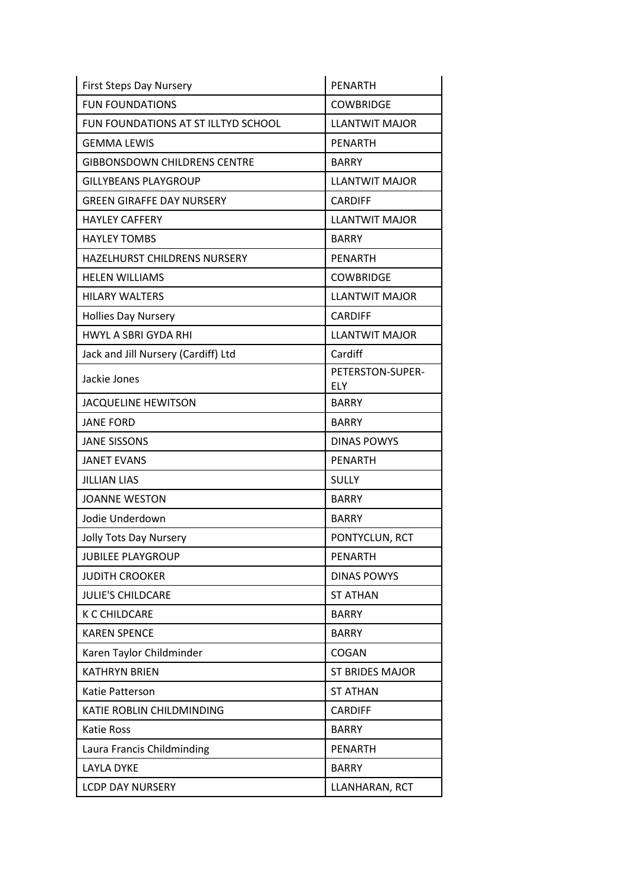| First Steps Day Nursery | PENARTH |
|---|---|
| FUN FOUNDATIONS | COWBRIDGE |
| FUN FOUNDATIONS AT ST ILLTYD SCHOOL | LLANTWIT MAJOR |
| GEMMA LEWIS | PENARTH |
| GIBBONSDOWN CHILDRENS CENTRE | BARRY |
| GILLYBEANS PLAYGROUP | LLANTWIT MAJOR |
| GREEN GIRAFFE DAY NURSERY | CARDIFF |
| HAYLEY CAFFERY | LLANTWIT MAJOR |
| HAYLEY TOMBS | BARRY |
| HAZELHURST CHILDRENS NURSERY | PENARTH |
| HELEN WILLIAMS | COWBRIDGE |
| HILARY WALTERS | LLANTWIT MAJOR |
| Hollies Day Nursery | CARDIFF |
| HWYL A SBRI GYDA RHI | LLANTWIT MAJOR |
| Jack and Jill Nursery (Cardiff) Ltd | Cardiff |
| Jackie Jones | PETERSTON-SUPER-ELY |
| JACQUELINE HEWITSON | BARRY |
| JANE FORD | BARRY |
| JANE SISSONS | DINAS POWYS |
| JANET EVANS | PENARTH |
| JILLIAN LIAS | SULLY |
| JOANNE WESTON | BARRY |
| Jodie Underdown | BARRY |
| Jolly Tots Day Nursery | PONTYCLUN, RCT |
| JUBILEE PLAYGROUP | PENARTH |
| JUDITH CROOKER | DINAS POWYS |
| JULIE'S CHILDCARE | ST ATHAN |
| K C CHILDCARE | BARRY |
| KAREN SPENCE | BARRY |
| Karen Taylor Childminder | COGAN |
| KATHRYN BRIEN | ST BRIDES MAJOR |
| Katie Patterson | ST ATHAN |
| KATIE ROBLIN CHILDMINDING | CARDIFF |
| Katie Ross | BARRY |
| Laura Francis Childminding | PENARTH |
| LAYLA DYKE | BARRY |
| LCDP DAY NURSERY | LLANHARAN, RCT |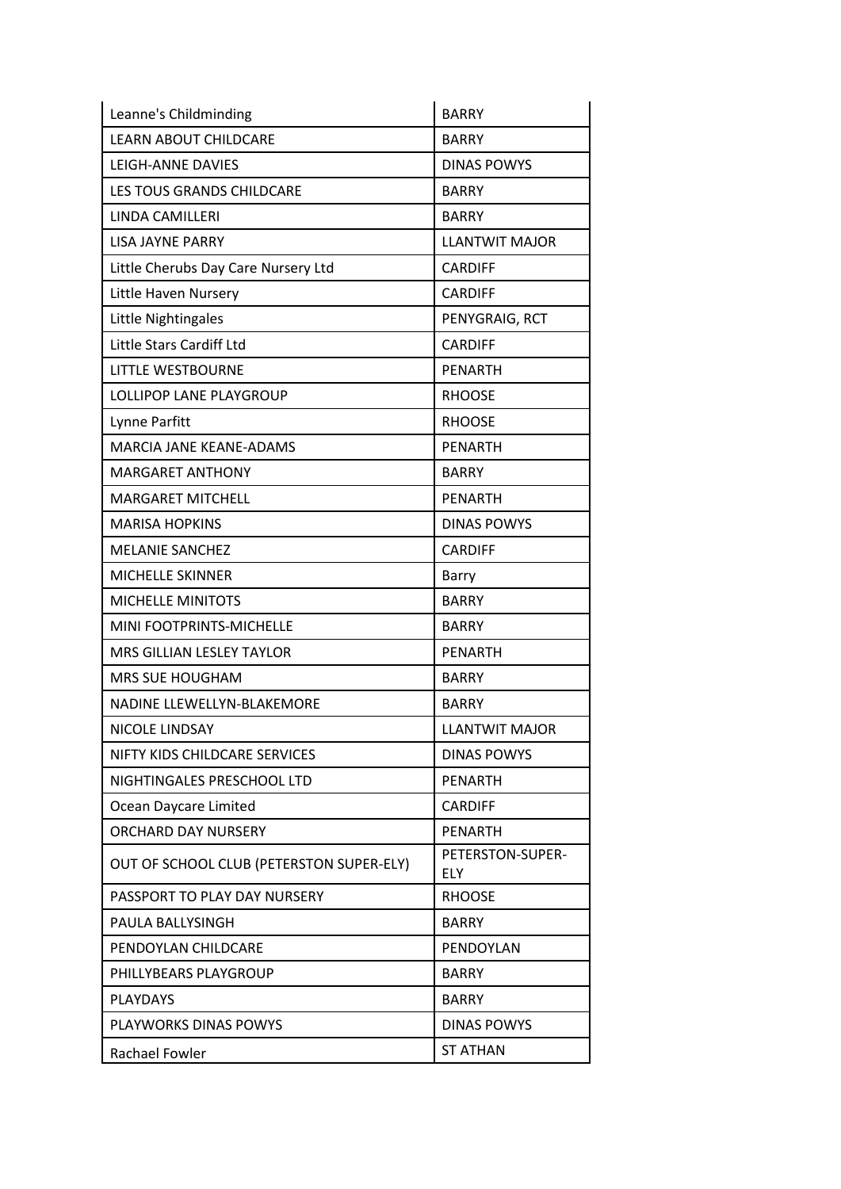| Leanne's Childminding | BARRY |
|---|---|
| LEARN ABOUT CHILDCARE | BARRY |
| LEIGH-ANNE DAVIES | DINAS POWYS |
| LES TOUS GRANDS CHILDCARE | BARRY |
| LINDA CAMILLERI | BARRY |
| LISA JAYNE PARRY | LLANTWIT MAJOR |
| Little Cherubs Day Care Nursery Ltd | CARDIFF |
| Little Haven Nursery | CARDIFF |
| Little Nightingales | PENYGRAIG, RCT |
| Little Stars Cardiff Ltd | CARDIFF |
| LITTLE WESTBOURNE | PENARTH |
| LOLLIPOP LANE PLAYGROUP | RHOOSE |
| Lynne Parfitt | RHOOSE |
| MARCIA JANE KEANE-ADAMS | PENARTH |
| MARGARET ANTHONY | BARRY |
| MARGARET MITCHELL | PENARTH |
| MARISA HOPKINS | DINAS POWYS |
| MELANIE SANCHEZ | CARDIFF |
| MICHELLE SKINNER | Barry |
| MICHELLE MINITOTS | BARRY |
| MINI FOOTPRINTS-MICHELLE | BARRY |
| MRS GILLIAN LESLEY TAYLOR | PENARTH |
| MRS SUE HOUGHAM | BARRY |
| NADINE LLEWELLYN-BLAKEMORE | BARRY |
| NICOLE LINDSAY | LLANTWIT MAJOR |
| NIFTY KIDS CHILDCARE SERVICES | DINAS POWYS |
| NIGHTINGALES PRESCHOOL LTD | PENARTH |
| Ocean Daycare Limited | CARDIFF |
| ORCHARD DAY NURSERY | PENARTH |
| OUT OF SCHOOL CLUB (PETERSTON SUPER-ELY) | PETERSTON-SUPER-ELY |
| PASSPORT TO PLAY DAY NURSERY | RHOOSE |
| PAULA BALLYSINGH | BARRY |
| PENDOYLAN CHILDCARE | PENDOYLAN |
| PHILLYBEARS PLAYGROUP | BARRY |
| PLAYDAYS | BARRY |
| PLAYWORKS DINAS POWYS | DINAS POWYS |
| Rachael Fowler | ST ATHAN |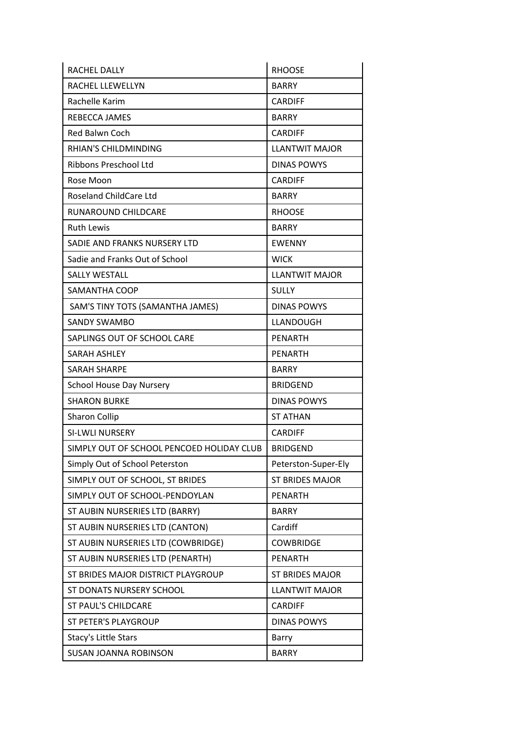| | |
|---|---|
| RACHEL DALLY | RHOOSE |
| RACHEL LLEWELLYN | BARRY |
| Rachelle Karim | CARDIFF |
| REBECCA JAMES | BARRY |
| Red Balwn Coch | CARDIFF |
| RHIAN'S CHILDMINDING | LLANTWIT MAJOR |
| Ribbons Preschool Ltd | DINAS POWYS |
| Rose Moon | CARDIFF |
| Roseland ChildCare Ltd | BARRY |
| RUNAROUND CHILDCARE | RHOOSE |
| Ruth Lewis | BARRY |
| SADIE AND FRANKS NURSERY LTD | EWENNY |
| Sadie and Franks Out of School | WICK |
| SALLY WESTALL | LLANTWIT MAJOR |
| SAMANTHA COOP | SULLY |
| SAM'S TINY TOTS (SAMANTHA JAMES) | DINAS POWYS |
| SANDY SWAMBO | LLANDOUGH |
| SAPLINGS OUT OF SCHOOL CARE | PENARTH |
| SARAH ASHLEY | PENARTH |
| SARAH SHARPE | BARRY |
| School House Day Nursery | BRIDGEND |
| SHARON BURKE | DINAS POWYS |
| Sharon Collip | ST ATHAN |
| SI-LWLI NURSERY | CARDIFF |
| SIMPLY OUT OF SCHOOL PENCOED HOLIDAY CLUB | BRIDGEND |
| Simply Out of School Peterston | Peterston-Super-Ely |
| SIMPLY OUT OF SCHOOL, ST BRIDES | ST BRIDES MAJOR |
| SIMPLY OUT OF SCHOOL-PENDOYLAN | PENARTH |
| ST AUBIN NURSERIES LTD (BARRY) | BARRY |
| ST AUBIN NURSERIES LTD (CANTON) | Cardiff |
| ST AUBIN NURSERIES LTD (COWBRIDGE) | COWBRIDGE |
| ST AUBIN NURSERIES LTD (PENARTH) | PENARTH |
| ST BRIDES MAJOR DISTRICT PLAYGROUP | ST BRIDES MAJOR |
| ST DONATS NURSERY SCHOOL | LLANTWIT MAJOR |
| ST PAUL'S CHILDCARE | CARDIFF |
| ST PETER'S PLAYGROUP | DINAS POWYS |
| Stacy's Little Stars | Barry |
| SUSAN JOANNA ROBINSON | BARRY |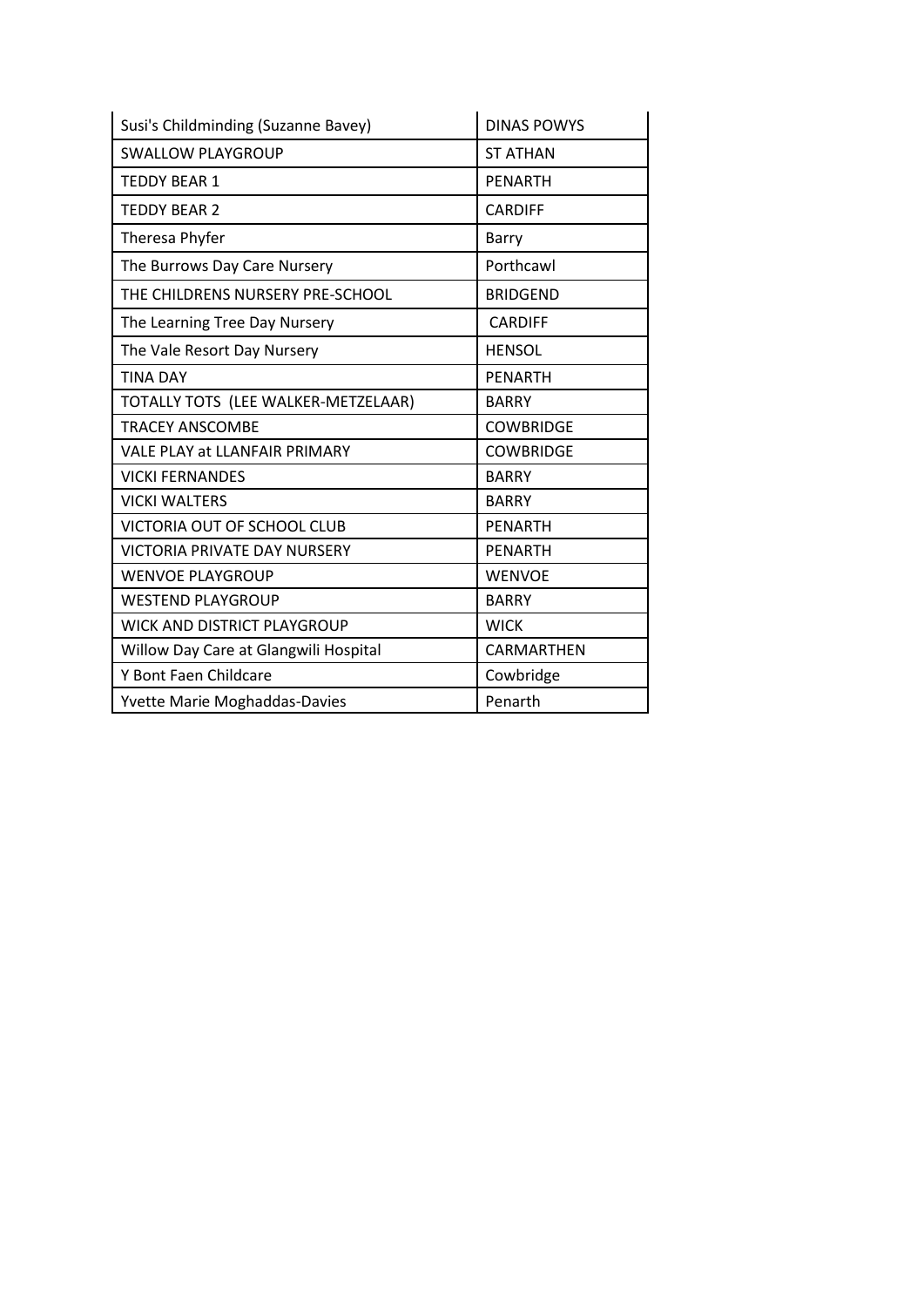| | |
|---|---|
| Susi's Childminding (Suzanne Bavey) | DINAS POWYS |
| SWALLOW PLAYGROUP | ST ATHAN |
| TEDDY BEAR 1 | PENARTH |
| TEDDY BEAR 2 | CARDIFF |
| Theresa Phyfer | Barry |
| The Burrows Day Care Nursery | Porthcawl |
| THE CHILDRENS NURSERY PRE-SCHOOL | BRIDGEND |
| The Learning Tree Day Nursery | CARDIFF |
| The Vale Resort Day Nursery | HENSOL |
| TINA DAY | PENARTH |
| TOTALLY TOTS (LEE WALKER-METZELAAR) | BARRY |
| TRACEY ANSCOMBE | COWBRIDGE |
| VALE PLAY at LLANFAIR PRIMARY | COWBRIDGE |
| VICKI FERNANDES | BARRY |
| VICKI WALTERS | BARRY |
| VICTORIA OUT OF SCHOOL CLUB | PENARTH |
| VICTORIA PRIVATE DAY NURSERY | PENARTH |
| WENVOE PLAYGROUP | WENVOE |
| WESTEND PLAYGROUP | BARRY |
| WICK AND DISTRICT PLAYGROUP | WICK |
| Willow Day Care at Glangwili Hospital | CARMARTHEN |
| Y Bont Faen Childcare | Cowbridge |
| Yvette Marie Moghaddas-Davies | Penarth |